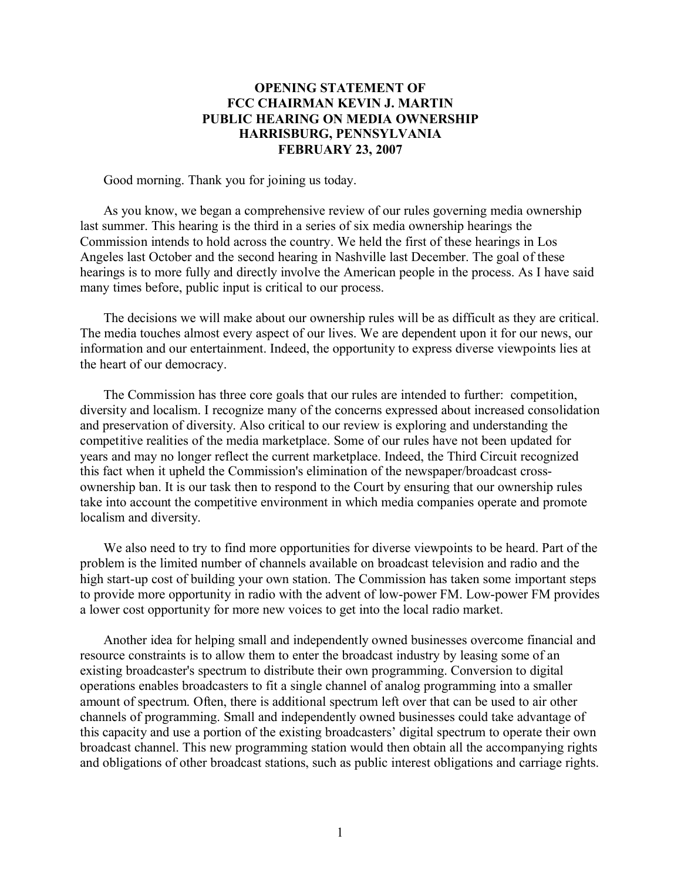# OPENING STATEMENT OF FCC CHAIRMAN KEVIN J. MARTIN PUBLIC HEARING ON MEDIA OWNERSHIP HARRISBURG, PENNSYLVANIA FEBRUARY 23, 2007

Good morning. Thank you for joining us today.

As you know, we began a comprehensive review of our rules governing media ownership last summer. This hearing is the third in a series of six media ownership hearings the Commission intends to hold across the country. We held the first of these hearings in Los Angeles last October and the second hearing in Nashville last December. The goal of these hearings is to more fully and directly involve the American people in the process. As I have said many times before, public input is critical to our process.

The decisions we will make about our ownership rules will be as difficult as they are critical. The media touches almost every aspect of our lives. We are dependent upon it for our news, our information and our entertainment. Indeed, the opportunity to express diverse viewpoints lies at the heart of our democracy.

The Commission has three core goals that our rules are intended to further: competition, diversity and localism. I recognize many of the concerns expressed about increased consolidation and preservation of diversity. Also critical to our review is exploring and understanding the competitive realities of the media marketplace. Some of our rules have not been updated for years and may no longer reflect the current marketplace. Indeed, the Third Circuit recognized this fact when it upheld the Commission's elimination of the newspaper/broadcast cross-ownership ban. It is our task then to respond to the Court by ensuring that our ownership rules take into account the competitive environment in which media companies operate and promote localism and diversity.

We also need to try to find more opportunities for diverse viewpoints to be heard. Part of the problem is the limited number of channels available on broadcast television and radio and the high start-up cost of building your own station. The Commission has taken some important steps to provide more opportunity in radio with the advent of low-power FM. Low-power FM provides a lower cost opportunity for more new voices to get into the local radio market.

Another idea for helping small and independently owned businesses overcome financial and resource constraints is to allow them to enter the broadcast industry by leasing some of an existing broadcaster's spectrum to distribute their own programming. Conversion to digital operations enables broadcasters to fit a single channel of analog programming into a smaller amount of spectrum. Often, there is additional spectrum left over that can be used to air other channels of programming. Small and independently owned businesses could take advantage of this capacity and use a portion of the existing broadcasters' digital spectrum to operate their own broadcast channel. This new programming station would then obtain all the accompanying rights and obligations of other broadcast stations, such as public interest obligations and carriage rights.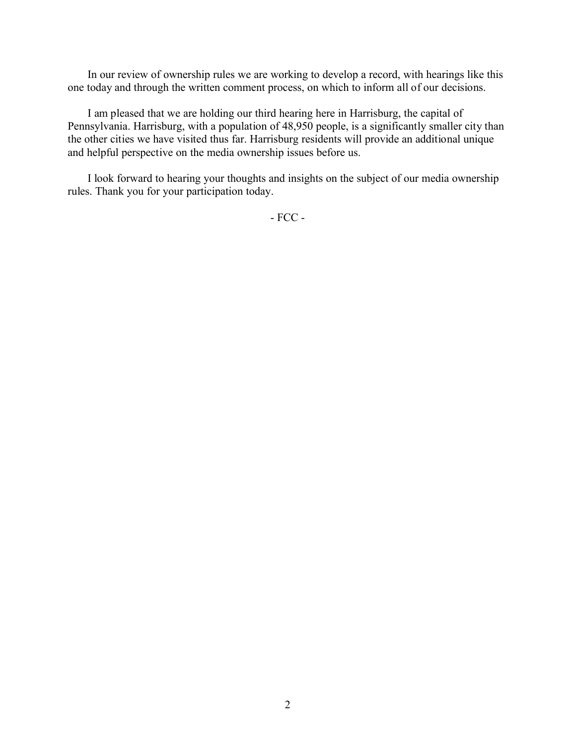In our review of ownership rules we are working to develop a record, with hearings like this one today and through the written comment process, on which to inform all of our decisions.

I am pleased that we are holding our third hearing here in Harrisburg, the capital of Pennsylvania. Harrisburg, with a population of 48,950 people, is a significantly smaller city than the other cities we have visited thus far. Harrisburg residents will provide an additional unique and helpful perspective on the media ownership issues before us.

I look forward to hearing your thoughts and insights on the subject of our media ownership rules. Thank you for your participation today.

- FCC -